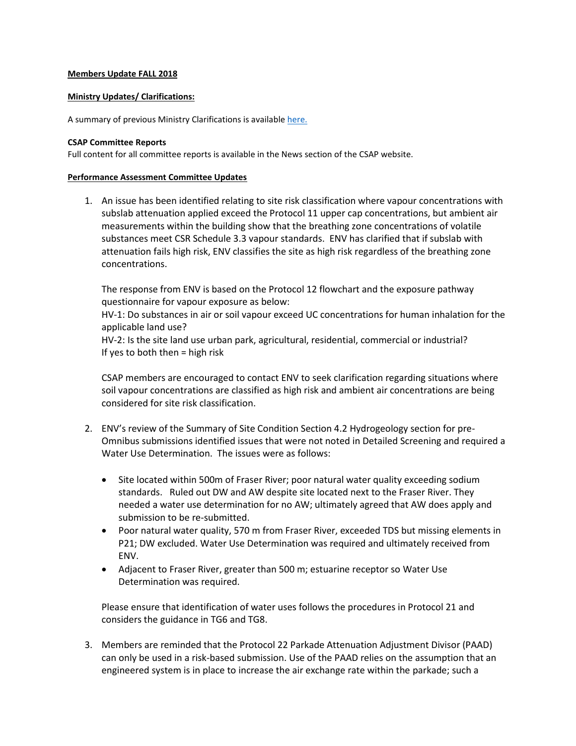**Members Update FALL 2018**

**Ministry Updates/ Clarifications:**

A summary of previous Ministry Clarifications is available [here.]

**CSAP Committee Reports**

Full content for all committee reports is available in the News section of the CSAP website.

**Performance Assessment Committee Updates**

1. An issue has been identified relating to site risk classification where vapour concentrations with subslab attenuation applied exceed the Protocol 11 upper cap concentrations, but ambient air measurements within the building show that the breathing zone concentrations of volatile substances meet CSR Schedule 3.3 vapour standards. ENV has clarified that if subslab with attenuation fails high risk, ENV classifies the site as high risk regardless of the breathing zone concentrations.

   The response from ENV is based on the Protocol 12 flowchart and the exposure pathway questionnaire for vapour exposure as below:
   HV-1: Do substances in air or soil vapour exceed UC concentrations for human inhalation for the applicable land use?
   HV-2: Is the site land use urban park, agricultural, residential, commercial or industrial?
   If yes to both then = high risk

   CSAP members are encouraged to contact ENV to seek clarification regarding situations where soil vapour concentrations are classified as high risk and ambient air concentrations are being considered for site risk classification.

2. ENV's review of the Summary of Site Condition Section 4.2 Hydrogeology section for pre-Omnibus submissions identified issues that were not noted in Detailed Screening and required a Water Use Determination. The issues were as follows:

   - Site located within 500m of Fraser River; poor natural water quality exceeding sodium standards. Ruled out DW and AW despite site located next to the Fraser River. They needed a water use determination for no AW; ultimately agreed that AW does apply and submission to be re-submitted.
   - Poor natural water quality, 570 m from Fraser River, exceeded TDS but missing elements in P21; DW excluded. Water Use Determination was required and ultimately received from ENV.
   - Adjacent to Fraser River, greater than 500 m; estuarine receptor so Water Use Determination was required.

   Please ensure that identification of water uses follows the procedures in Protocol 21 and considers the guidance in TG6 and TG8.

3. Members are reminded that the Protocol 22 Parkade Attenuation Adjustment Divisor (PAAD) can only be used in a risk-based submission. Use of the PAAD relies on the assumption that an engineered system is in place to increase the air exchange rate within the parkade; such a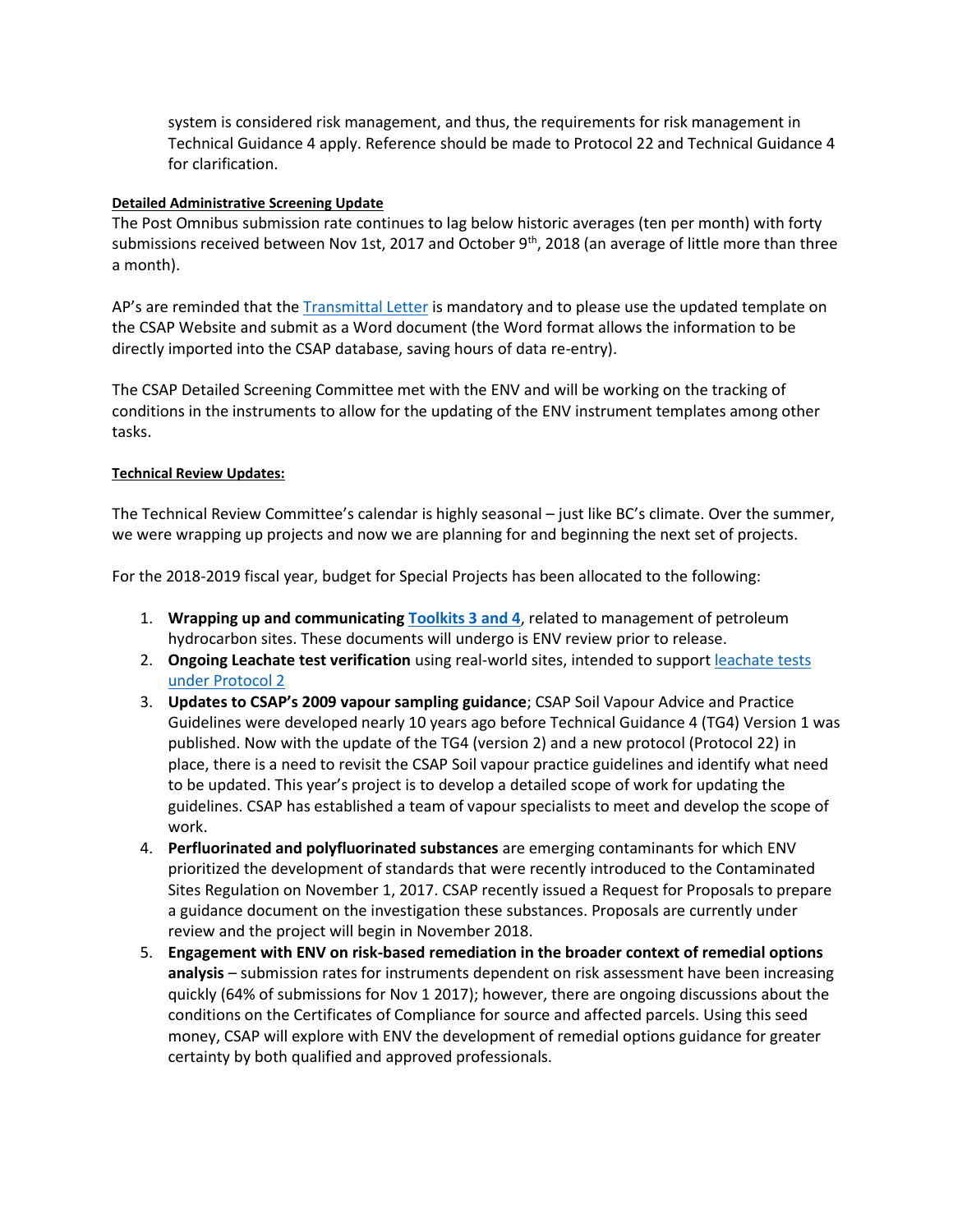system is considered risk management, and thus, the requirements for risk management in Technical Guidance 4 apply. Reference should be made to Protocol 22 and Technical Guidance 4 for clarification.

**Detailed Administrative Screening Update**

The Post Omnibus submission rate continues to lag below historic averages (ten per month) with forty submissions received between Nov 1st, 2017 and October 9th, 2018 (an average of little more than three a month).

AP's are reminded that the Transmittal Letter is mandatory and to please use the updated template on the CSAP Website and submit as a Word document (the Word format allows the information to be directly imported into the CSAP database, saving hours of data re-entry).

The CSAP Detailed Screening Committee met with the ENV and will be working on the tracking of conditions in the instruments to allow for the updating of the ENV instrument templates among other tasks.

**Technical Review Updates:**

The Technical Review Committee's calendar is highly seasonal – just like BC's climate. Over the summer, we were wrapping up projects and now we are planning for and beginning the next set of projects.

For the 2018-2019 fiscal year, budget for Special Projects has been allocated to the following:

1. **Wrapping up and communicating Toolkits 3 and 4**, related to management of petroleum hydrocarbon sites. These documents will undergo is ENV review prior to release.
2. **Ongoing Leachate test verification** using real-world sites, intended to support leachate tests under Protocol 2
3. **Updates to CSAP's 2009 vapour sampling guidance**; CSAP Soil Vapour Advice and Practice Guidelines were developed nearly 10 years ago before Technical Guidance 4 (TG4) Version 1 was published. Now with the update of the TG4 (version 2) and a new protocol (Protocol 22) in place, there is a need to revisit the CSAP Soil vapour practice guidelines and identify what need to be updated. This year's project is to develop a detailed scope of work for updating the guidelines. CSAP has established a team of vapour specialists to meet and develop the scope of work.
4. **Perfluorinated and polyfluorinated substances** are emerging contaminants for which ENV prioritized the development of standards that were recently introduced to the Contaminated Sites Regulation on November 1, 2017. CSAP recently issued a Request for Proposals to prepare a guidance document on the investigation these substances. Proposals are currently under review and the project will begin in November 2018.
5. **Engagement with ENV on risk-based remediation in the broader context of remedial options analysis** – submission rates for instruments dependent on risk assessment have been increasing quickly (64% of submissions for Nov 1 2017); however, there are ongoing discussions about the conditions on the Certificates of Compliance for source and affected parcels. Using this seed money, CSAP will explore with ENV the development of remedial options guidance for greater certainty by both qualified and approved professionals.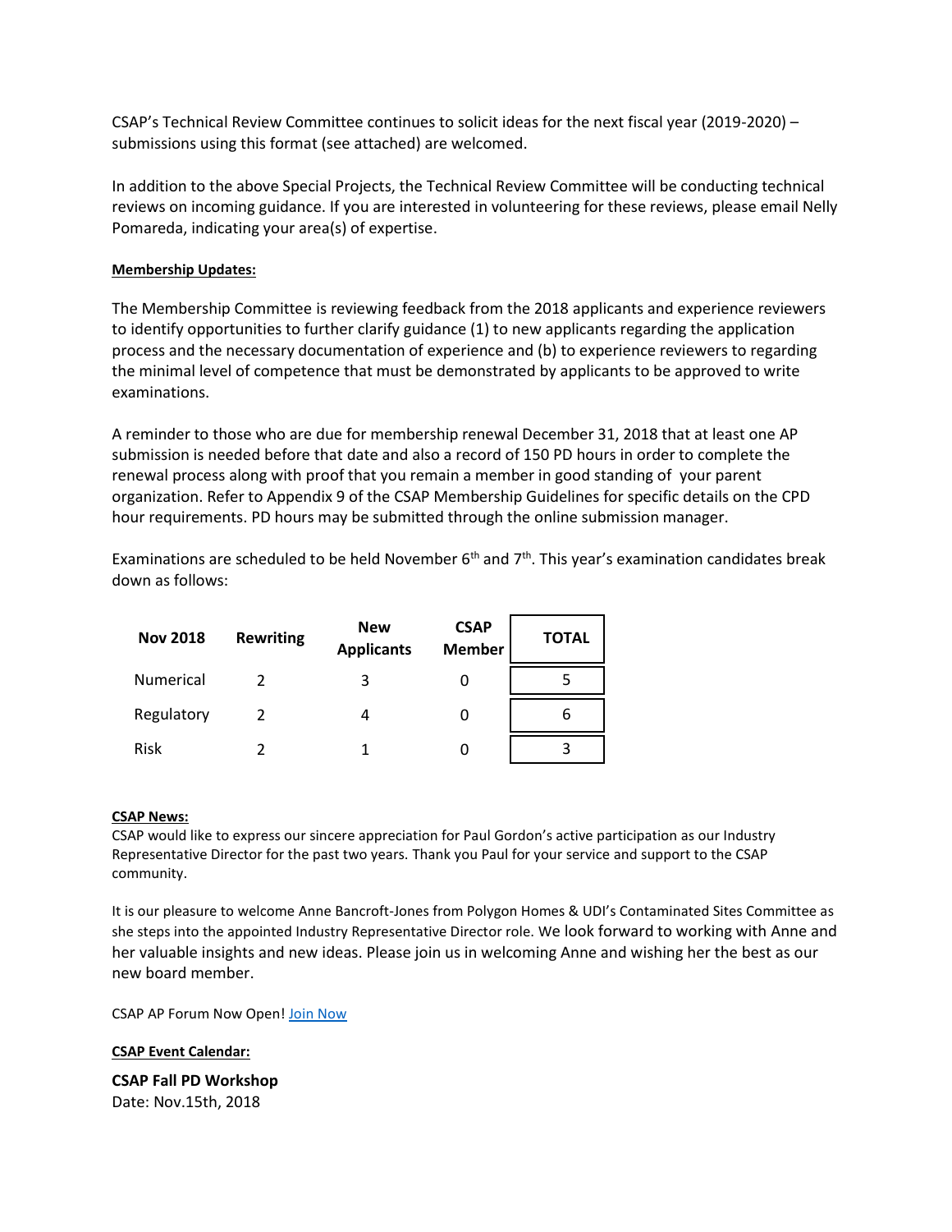CSAP's Technical Review Committee continues to solicit ideas for the next fiscal year (2019-2020) – submissions using this format (see attached) are welcomed.

In addition to the above Special Projects, the Technical Review Committee will be conducting technical reviews on incoming guidance. If you are interested in volunteering for these reviews, please email Nelly Pomareda, indicating your area(s) of expertise.

**Membership Updates:**

The Membership Committee is reviewing feedback from the 2018 applicants and experience reviewers to identify opportunities to further clarify guidance (1) to new applicants regarding the application process and the necessary documentation of experience and (b) to experience reviewers to regarding the minimal level of competence that must be demonstrated by applicants to be approved to write examinations.

A reminder to those who are due for membership renewal December 31, 2018 that at least one AP submission is needed before that date and also a record of 150 PD hours in order to complete the renewal process along with proof that you remain a member in good standing of your parent organization. Refer to Appendix 9 of the CSAP Membership Guidelines for specific details on the CPD hour requirements. PD hours may be submitted through the online submission manager.

Examinations are scheduled to be held November 6th and 7th. This year's examination candidates break down as follows:

| Nov 2018 | Rewriting | New Applicants | CSAP Member | TOTAL |
|---|---|---|---|---|
| Numerical | 2 | 3 | 0 | 5 |
| Regulatory | 2 | 4 | 0 | 6 |
| Risk | 2 | 1 | 0 | 3 |

**CSAP News:**

CSAP would like to express our sincere appreciation for Paul Gordon's active participation as our Industry Representative Director for the past two years. Thank you Paul for your service and support to the CSAP community.

It is our pleasure to welcome Anne Bancroft-Jones from Polygon Homes & UDI's Contaminated Sites Committee as she steps into the appointed Industry Representative Director role. We look forward to working with Anne and her valuable insights and new ideas. Please join us in welcoming Anne and wishing her the best as our new board member.

CSAP AP Forum Now Open! Join Now

**CSAP Event Calendar:**

**CSAP Fall PD Workshop**
Date: Nov.15th, 2018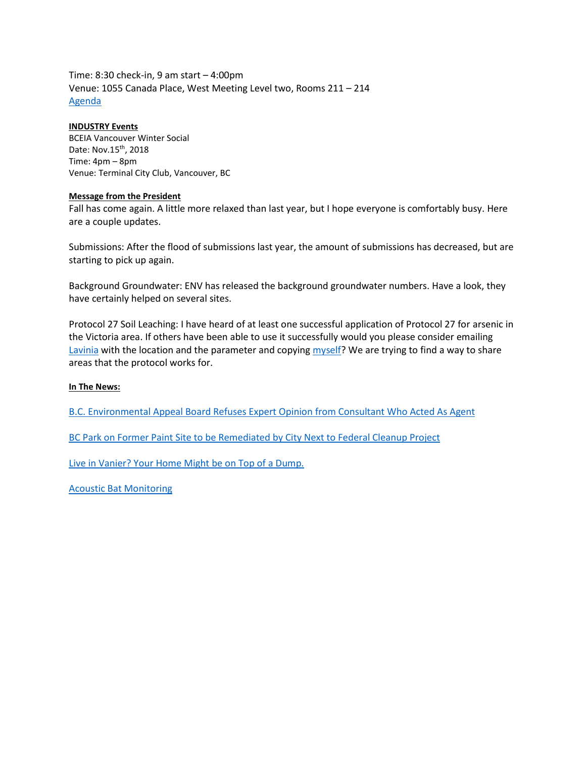Time: 8:30 check-in, 9 am start – 4:00pm
Venue: 1055 Canada Place, West Meeting Level two, Rooms 211 – 214
Agenda

**INDUSTRY Events**
BCEIA Vancouver Winter Social
Date: Nov.15th, 2018
Time: 4pm – 8pm
Venue: Terminal City Club, Vancouver, BC

**Message from the President**

Fall has come again. A little more relaxed than last year, but I hope everyone is comfortably busy. Here are a couple updates.

Submissions: After the flood of submissions last year, the amount of submissions has decreased, but are starting to pick up again.

Background Groundwater: ENV has released the background groundwater numbers. Have a look, they have certainly helped on several sites.

Protocol 27 Soil Leaching: I have heard of at least one successful application of Protocol 27 for arsenic in the Victoria area. If others have been able to use it successfully would you please consider emailing Lavinia with the location and the parameter and copying myself? We are trying to find a way to share areas that the protocol works for.

**In The News:**

B.C. Environmental Appeal Board Refuses Expert Opinion from Consultant Who Acted As Agent

BC Park on Former Paint Site to be Remediated by City Next to Federal Cleanup Project

Live in Vanier? Your Home Might be on Top of a Dump.

Acoustic Bat Monitoring